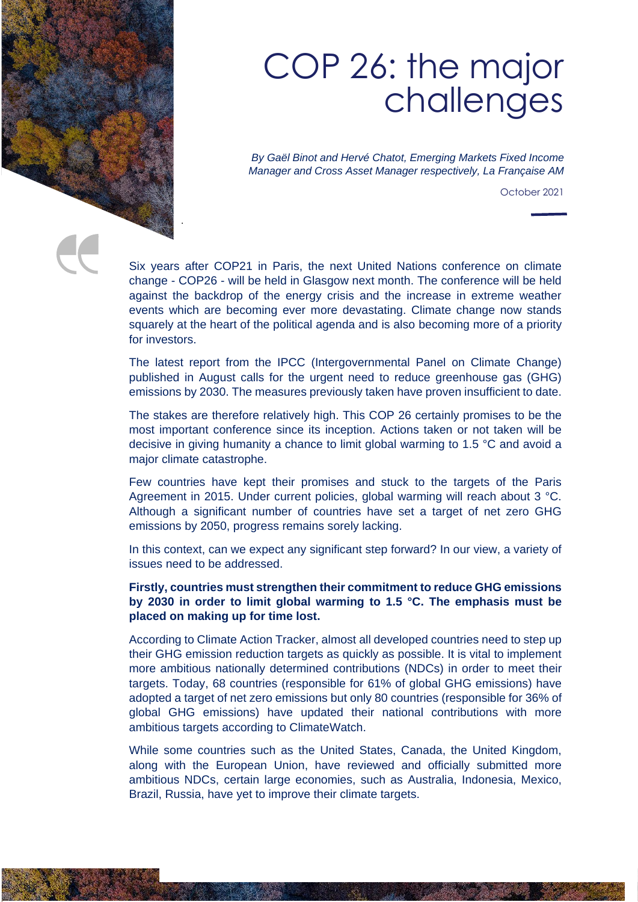# COP 26: the major challenges

*By Gaël Binot and Hervé Chatot, Emerging Markets Fixed Income Manager and Cross Asset Manager respectively, La Française AM*

October 2021

Six years after COP21 in Paris, the next United Nations conference on climate change - COP26 - will be held in Glasgow next month. The conference will be held against the backdrop of the energy crisis and the increase in extreme weather events which are becoming ever more devastating. Climate change now stands squarely at the heart of the political agenda and is also becoming more of a priority for investors.

The latest report from the IPCC (Intergovernmental Panel on Climate Change) published in August calls for the urgent need to reduce greenhouse gas (GHG) emissions by 2030. The measures previously taken have proven insufficient to date.

The stakes are therefore relatively high. This COP 26 certainly promises to be the most important conference since its inception. Actions taken or not taken will be decisive in giving humanity a chance to limit global warming to 1.5 °C and avoid a major climate catastrophe.

Few countries have kept their promises and stuck to the targets of the Paris Agreement in 2015. Under current policies, global warming will reach about 3 °C. Although a significant number of countries have set a target of net zero GHG emissions by 2050, progress remains sorely lacking.

In this context, can we expect any significant step forward? In our view, a variety of issues need to be addressed.

**Firstly, countries must strengthen their commitment to reduce GHG emissions by 2030 in order to limit global warming to 1.5 °C. The emphasis must be placed on making up for time lost.**

According to Climate Action Tracker, almost all developed countries need to step up their GHG emission reduction targets as quickly as possible. It is vital to implement more ambitious nationally determined contributions (NDCs) in order to meet their targets. Today, 68 countries (responsible for 61% of global GHG emissions) have adopted a target of net zero emissions but only 80 countries (responsible for 36% of global GHG emissions) have updated their national contributions with more ambitious targets according to ClimateWatch.

While some countries such as the United States, Canada, the United Kingdom, along with the European Union, have reviewed and officially submitted more ambitious NDCs, certain large economies, such as Australia, Indonesia, Mexico, Brazil, Russia, have yet to improve their climate targets.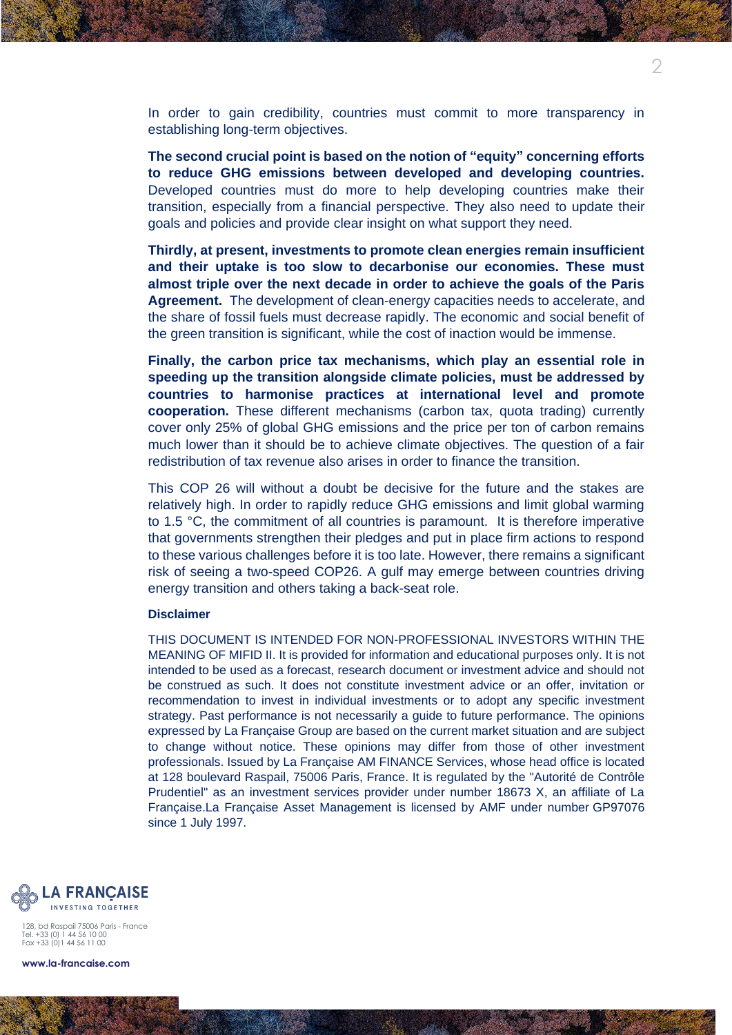In order to gain credibility, countries must commit to more transparency in establishing long-term objectives.

**The second crucial point is based on the notion of "equity" concerning efforts to reduce GHG emissions between developed and developing countries.** Developed countries must do more to help developing countries make their transition, especially from a financial perspective. They also need to update their goals and policies and provide clear insight on what support they need.

**Thirdly, at present, investments to promote clean energies remain insufficient and their uptake is too slow to decarbonise our economies. These must almost triple over the next decade in order to achieve the goals of the Paris Agreement.** The development of clean-energy capacities needs to accelerate, and the share of fossil fuels must decrease rapidly. The economic and social benefit of the green transition is significant, while the cost of inaction would be immense.

**Finally, the carbon price tax mechanisms, which play an essential role in speeding up the transition alongside climate policies, must be addressed by countries to harmonise practices at international level and promote cooperation.** These different mechanisms (carbon tax, quota trading) currently cover only 25% of global GHG emissions and the price per ton of carbon remains much lower than it should be to achieve climate objectives. The question of a fair redistribution of tax revenue also arises in order to finance the transition.

This COP 26 will without a doubt be decisive for the future and the stakes are relatively high. In order to rapidly reduce GHG emissions and limit global warming to 1.5 °C, the commitment of all countries is paramount. It is therefore imperative that governments strengthen their pledges and put in place firm actions to respond to these various challenges before it is too late. However, there remains a significant risk of seeing a two-speed COP26. A gulf may emerge between countries driving energy transition and others taking a back-seat role.

**Disclaimer**

THIS DOCUMENT IS INTENDED FOR NON-PROFESSIONAL INVESTORS WITHIN THE MEANING OF MIFID II. It is provided for information and educational purposes only. It is not intended to be used as a forecast, research document or investment advice and should not be construed as such. It does not constitute investment advice or an offer, invitation or recommendation to invest in individual investments or to adopt any specific investment strategy. Past performance is not necessarily a guide to future performance. The opinions expressed by La Française Group are based on the current market situation and are subject to change without notice. These opinions may differ from those of other investment professionals. Issued by La Française AM FINANCE Services, whose head office is located at 128 boulevard Raspail, 75006 Paris, France. It is regulated by the "Autorité de Contrôle Prudentiel" as an investment services provider under number 18673 X, an affiliate of La Française.La Française Asset Management is licensed by AMF under number GP97076 since 1 July 1997.

LA FRANÇAISE
INVESTING TOGETHER

128, bd Raspail 75006 Paris - France
Tel. +33 (0) 1 44 56 10 00
Fax +33 (0)1 44 56 11 00

**www.la-francaise.com**